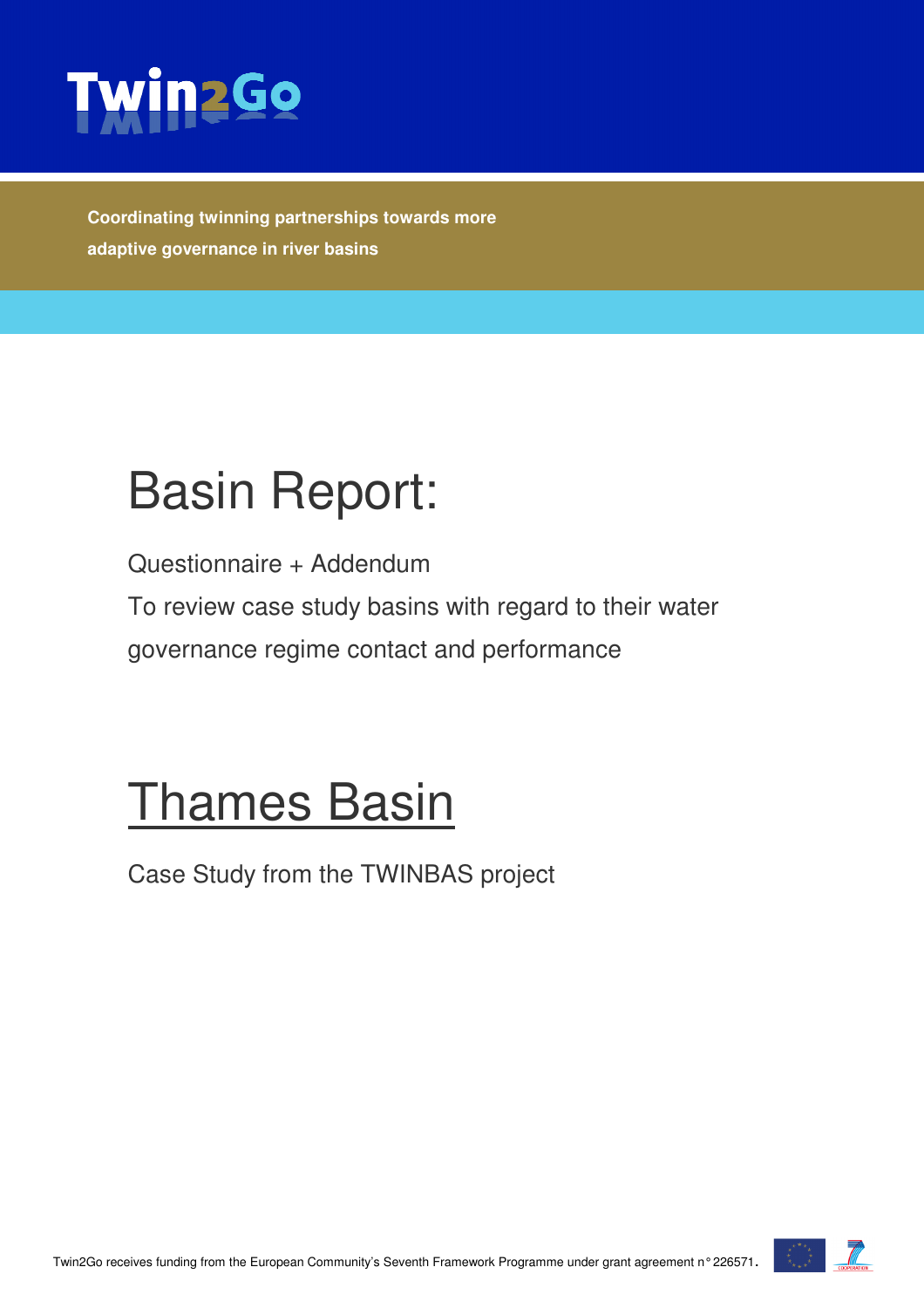# Twin2Go

**Coordinating twinning partnerships towards more adaptive governance in river basins**

# Basin Report:

Questionnaire + Addendum

To review case study basins with regard to their water governance regime contact and performance

# Thames Basin

Case Study from the TWINBAS project

Twin2Go receives funding from the European Community's Seventh Framework Programme under grant agreement n° 226571.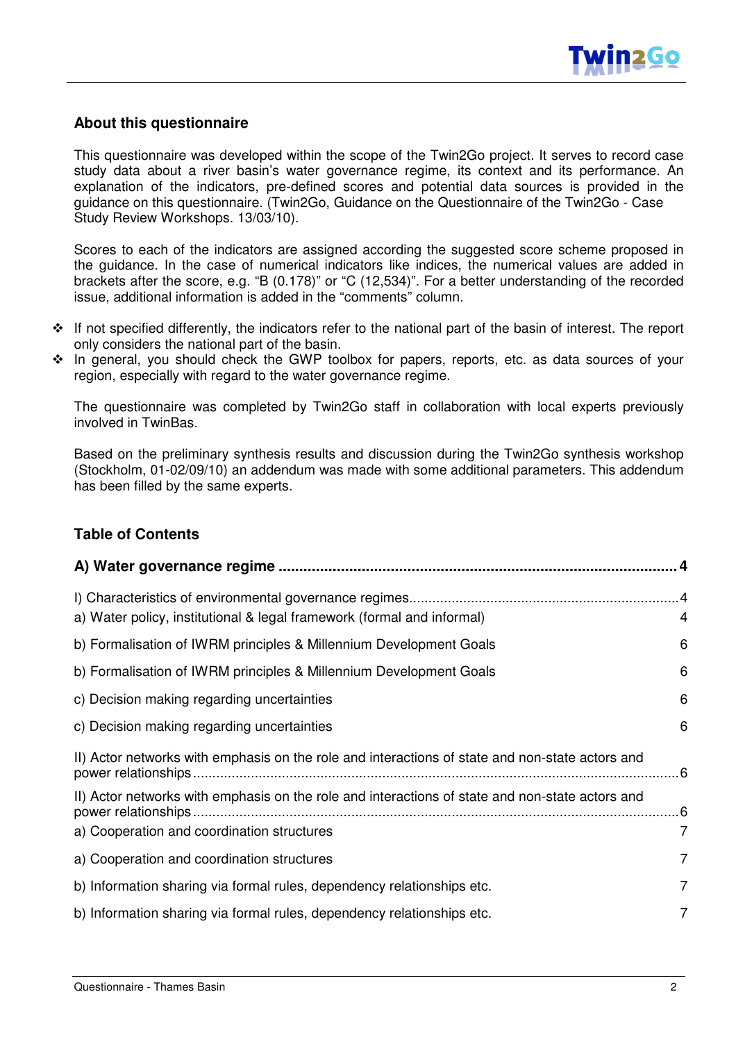## About this questionnaire

This questionnaire was developed within the scope of the Twin2Go project. It serves to record case study data about a river basin's water governance regime, its context and its performance. An explanation of the indicators, pre-defined scores and potential data sources is provided in the guidance on this questionnaire. (Twin2Go, Guidance on the Questionnaire of the Twin2Go - Case Study Review Workshops. 13/03/10).

Scores to each of the indicators are assigned according the suggested score scheme proposed in the guidance. In the case of numerical indicators like indices, the numerical values are added in brackets after the score, e.g. "B (0.178)" or "C (12,534)". For a better understanding of the recorded issue, additional information is added in the "comments" column.

- If not specified differently, the indicators refer to the national part of the basin of interest. The report only considers the national part of the basin.
- In general, you should check the GWP toolbox for papers, reports, etc. as data sources of your region, especially with regard to the water governance regime.

The questionnaire was completed by Twin2Go staff in collaboration with local experts previously involved in TwinBas.

Based on the preliminary synthesis results and discussion during the Twin2Go synthesis workshop (Stockholm, 01-02/09/10) an addendum was made with some additional parameters. This addendum has been filled by the same experts.

## Table of Contents

**A) Water governance regime ..................................................................................... 4**

I) Characteristics of environmental governance regimes..................................................4
a) Water policy, institutional & legal framework (formal and informal) 4

b) Formalisation of IWRM principles & Millennium Development Goals 6

b) Formalisation of IWRM principles & Millennium Development Goals 6

c) Decision making regarding uncertainties 6

c) Decision making regarding uncertainties 6

II) Actor networks with emphasis on the role and interactions of state and non-state actors and power relationships.........................................................................................................6

II) Actor networks with emphasis on the role and interactions of state and non-state actors and power relationships.........................................................................................................6
a) Cooperation and coordination structures 7

a) Cooperation and coordination structures 7

b) Information sharing via formal rules, dependency relationships etc. 7

b) Information sharing via formal rules, dependency relationships etc. 7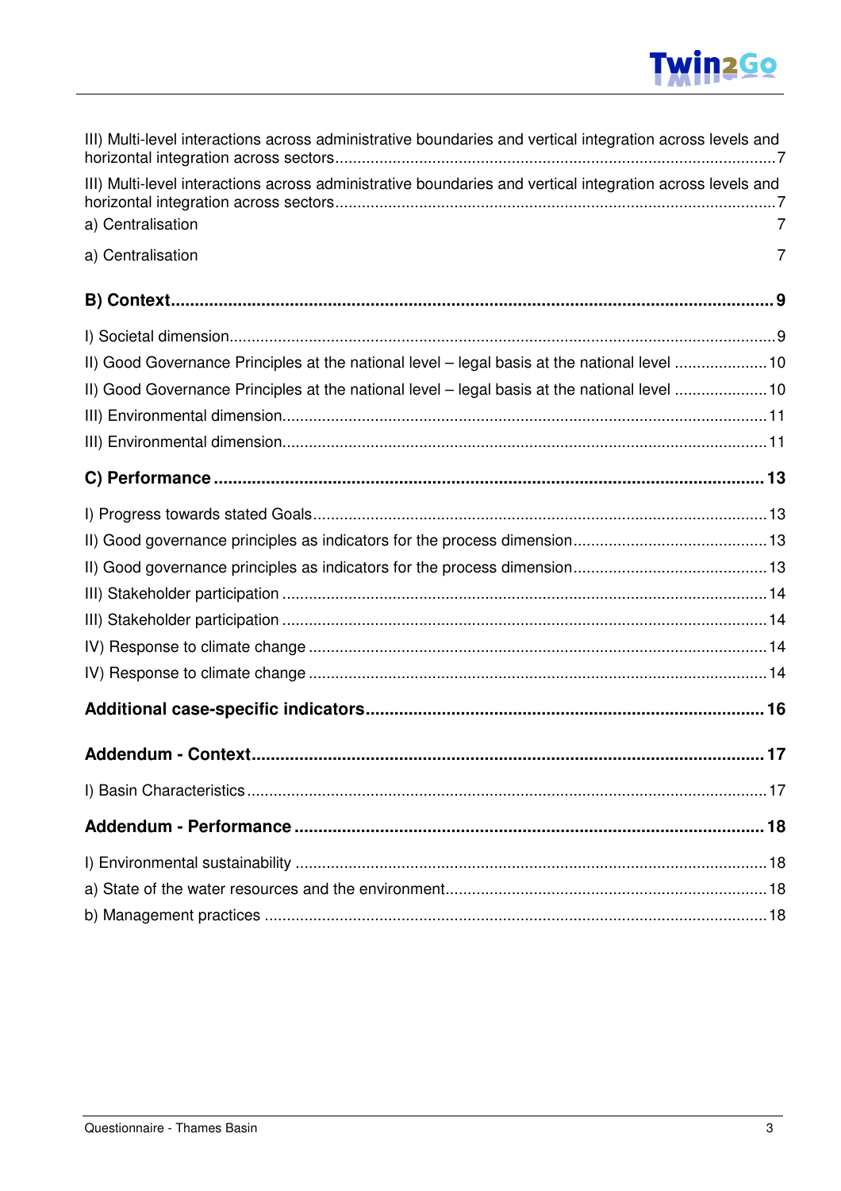III) Multi-level interactions across administrative boundaries and vertical integration across levels and horizontal integration across sectors....................................................................................................7

III) Multi-level interactions across administrative boundaries and vertical integration across levels and horizontal integration across sectors....................................................................................................7

a) Centralisation 7

a) Centralisation 7

**B) Context.............................................................................................................................9**

I) Societal dimension..........................................................................................................................9

II) Good Governance Principles at the national level – legal basis at the national level .....................10

II) Good Governance Principles at the national level – legal basis at the national level .....................10

III) Environmental dimension.............................................................................................................11

III) Environmental dimension.............................................................................................................11

**C) Performance ...................................................................................................................13**

I) Progress towards stated Goals......................................................................................................13

II) Good governance principles as indicators for the process dimension............................................13

II) Good governance principles as indicators for the process dimension............................................13

III) Stakeholder participation ............................................................................................................14

III) Stakeholder participation ............................................................................................................14

IV) Response to climate change .......................................................................................................14

IV) Response to climate change .......................................................................................................14

**Additional case-specific indicators..................................................................................16**

**Addendum - Context..........................................................................................................17**

I) Basin Characteristics....................................................................................................................17

**Addendum - Performance .................................................................................................18**

I) Environmental sustainability ..........................................................................................................18

a) State of the water resources and the environment........................................................................18

b) Management practices .................................................................................................................18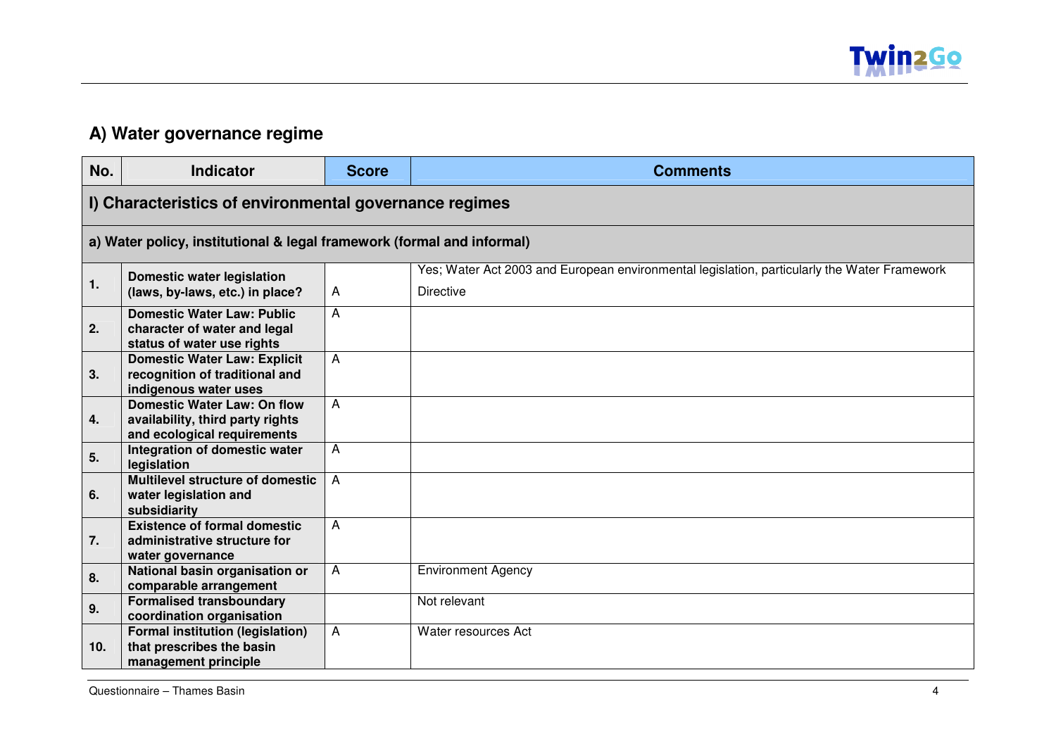## A) Water governance regime

| No. | Indicator | Score | Comments |
|---|---|---|---|
| **I) Characteristics of environmental governance regimes** | | | |
| **a) Water policy, institutional & legal framework (formal and informal)** | | | |
| **1.** | **Domestic water legislation (laws, by-laws, etc.) in place?** | A | Yes; Water Act 2003 and European environmental legislation, particularly the Water Framework Directive |
| **2.** | **Domestic Water Law: Public character of water and legal status of water use rights** | A | |
| **3.** | **Domestic Water Law: Explicit recognition of traditional and indigenous water uses** | A | |
| **4.** | **Domestic Water Law: On flow availability, third party rights and ecological requirements** | A | |
| **5.** | **Integration of domestic water legislation** | A | |
| **6.** | **Multilevel structure of domestic water legislation and subsidiarity** | A | |
| **7.** | **Existence of formal domestic administrative structure for water governance** | A | |
| **8.** | **National basin organisation or comparable arrangement** | A | Environment Agency |
| **9.** | **Formalised transboundary coordination organisation** | | Not relevant |
| **10.** | **Formal institution (legislation) that prescribes the basin management principle** | A | Water resources Act |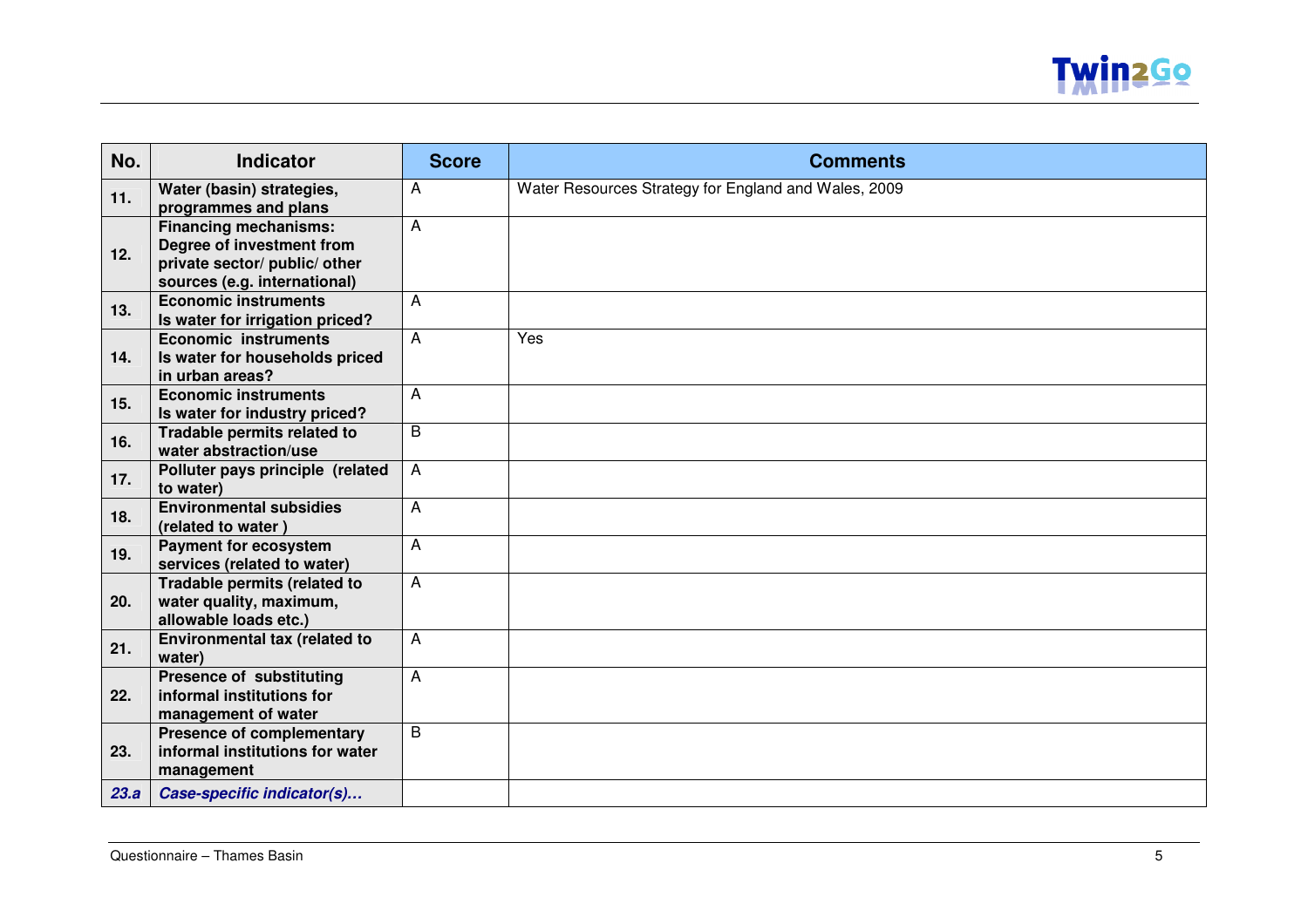| No. | Indicator | Score | Comments |
|---|---|---|---|
| **11.** | **Water (basin) strategies, programmes and plans** | A | Water Resources Strategy for England and Wales, 2009 |
| **12.** | **Financing mechanisms: Degree of investment from private sector/ public/ other sources (e.g. international)** | A | |
| **13.** | **Economic instruments Is water for irrigation priced?** | A | |
| **14.** | **Economic instruments Is water for households priced in urban areas?** | A | Yes |
| **15.** | **Economic instruments Is water for industry priced?** | A | |
| **16.** | **Tradable permits related to water abstraction/use** | B | |
| **17.** | **Polluter pays principle (related to water)** | A | |
| **18.** | **Environmental subsidies (related to water )** | A | |
| **19.** | **Payment for ecosystem services (related to water)** | A | |
| **20.** | **Tradable permits (related to water quality, maximum, allowable loads etc.)** | A | |
| **21.** | **Environmental tax (related to water)** | A | |
| **22.** | **Presence of substituting informal institutions for management of water** | A | |
| **23.** | **Presence of complementary informal institutions for water management** | B | |
| ***23.a*** | ***Case-specific indicator(s)…*** | | |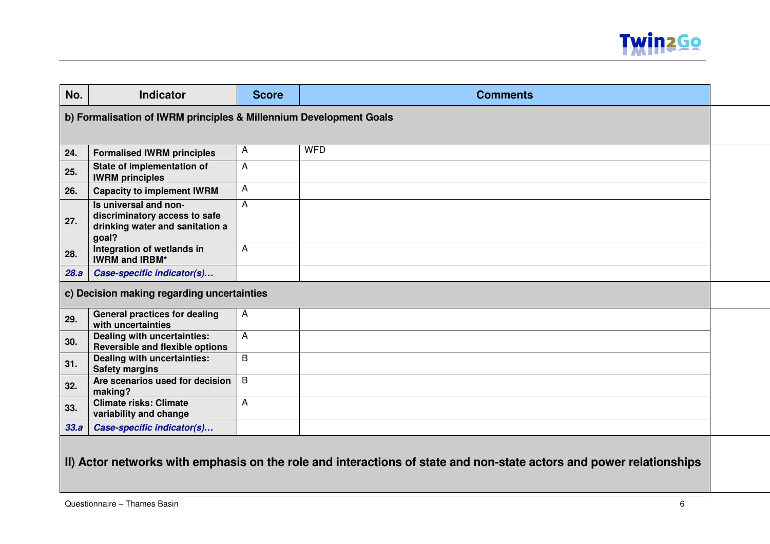| No. | Indicator | Score | Comments |
|---|---|---|---|
| **b) Formalisation of IWRM principles & Millennium Development Goals** | | | |
| **24.** | **Formalised IWRM principles** | A | WFD |
| **25.** | **State of implementation of IWRM principles** | A | |
| **26.** | **Capacity to implement IWRM** | A | |
| **27.** | **Is universal and non-discriminatory access to safe drinking water and sanitation a goal?** | A | |
| **28.** | **Integration of wetlands in IWRM and IRBM*** | A | |
| ***28.a*** | ***Case-specific indicator(s)…*** | | |
| **c) Decision making regarding uncertainties** | | | |
| **29.** | **General practices for dealing with uncertainties** | A | |
| **30.** | **Dealing with uncertainties: Reversible and flexible options** | A | |
| **31.** | **Dealing with uncertainties: Safety margins** | B | |
| **32.** | **Are scenarios used for decision making?** | B | |
| **33.** | **Climate risks: Climate variability and change** | A | |
| ***33.a*** | ***Case-specific indicator(s)…*** | | |

## II) Actor networks with emphasis on the role and interactions of state and non-state actors and power relationships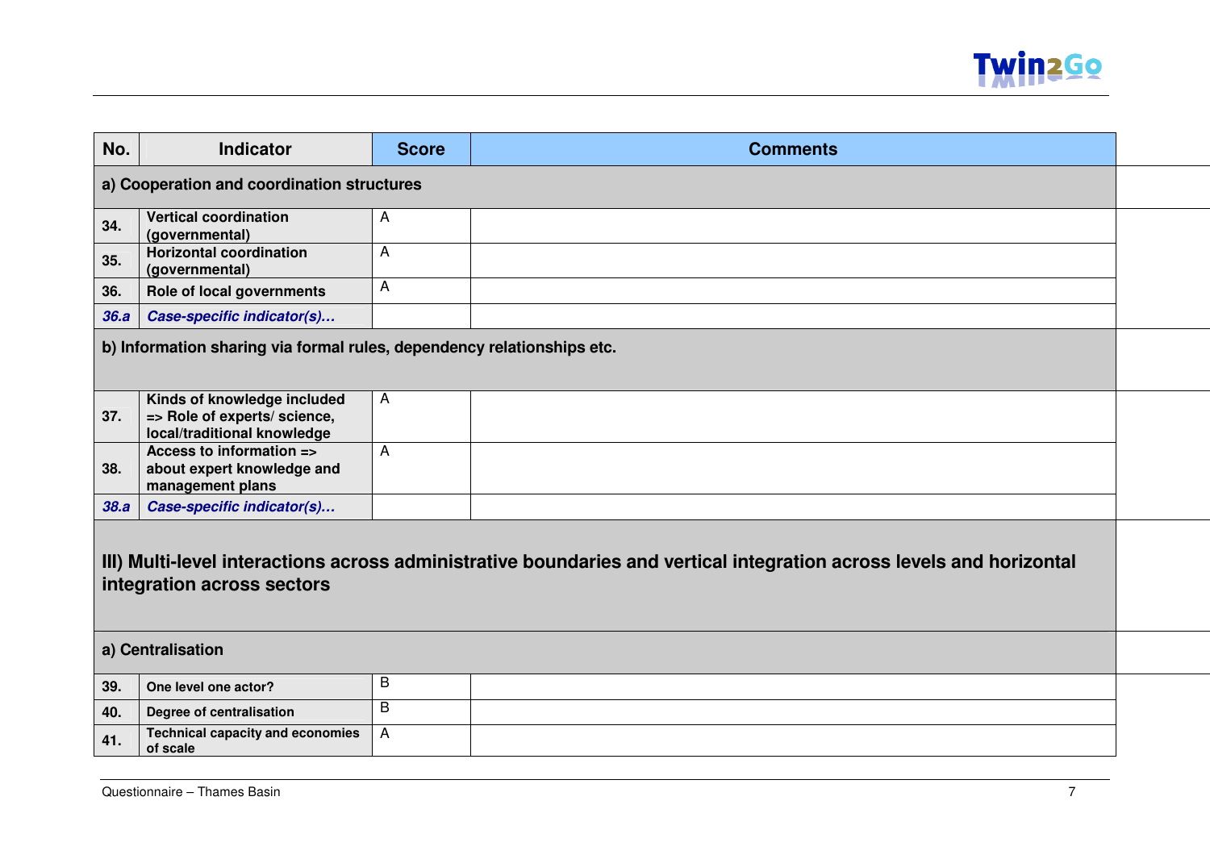| No. | Indicator | Score | Comments |
|---|---|---|---|
| **a) Cooperation and coordination structures** | | | |
| **34.** | **Vertical coordination (governmental)** | A | |
| **35.** | **Horizontal coordination (governmental)** | A | |
| **36.** | **Role of local governments** | A | |
| ***36.a*** | ***Case-specific indicator(s)…*** | | |
| **b) Information sharing via formal rules, dependency relationships etc.** | | | |
| **37.** | **Kinds of knowledge included => Role of experts/ science, local/traditional knowledge** | A | |
| **38.** | **Access to information => about expert knowledge and management plans** | A | |
| ***38.a*** | ***Case-specific indicator(s)…*** | | |
| **III) Multi-level interactions across administrative boundaries and vertical integration across levels and horizontal integration across sectors** | | | |
| **a) Centralisation** | | | |
| **39.** | **One level one actor?** | B | |
| **40.** | **Degree of centralisation** | B | |
| **41.** | **Technical capacity and economies of scale** | A | |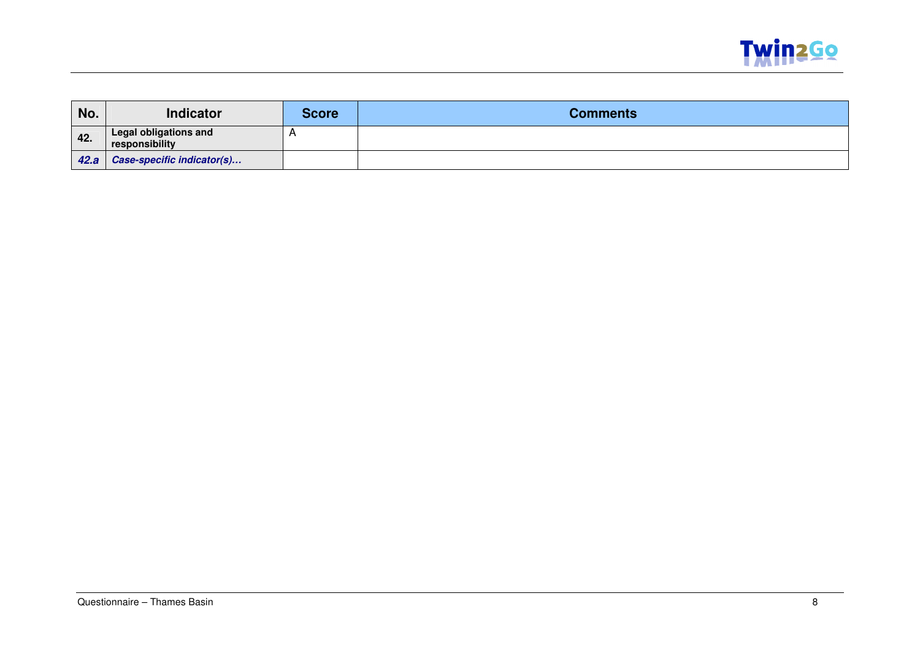| No. | Indicator | Score | Comments |
|---|---|---|---|
| **42.** | **Legal obligations and responsibility** | A | |
| ***42.a*** | ***Case-specific indicator(s)…*** | | |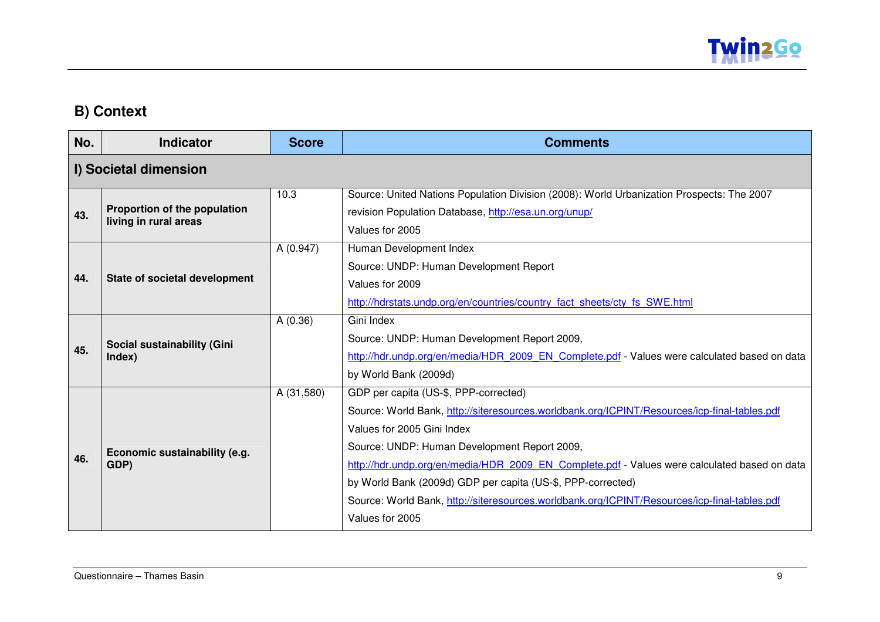## B) Context

| No. | Indicator | Score | Comments |
|---|---|---|---|
| **I) Societal dimension** | | | |
| **43.** | **Proportion of the population living in rural areas** | 10.3 | Source: United Nations Population Division (2008): World Urbanization Prospects: The 2007 revision Population Database, http://esa.un.org/unup/ Values for 2005 |
| **44.** | **State of societal development** | A (0.947) | Human Development Index Source: UNDP: Human Development Report Values for 2009 http://hdrstats.undp.org/en/countries/country_fact_sheets/cty_fs_SWE.html |
| **45.** | **Social sustainability (Gini Index)** | A (0.36) | Gini Index Source: UNDP: Human Development Report 2009, http://hdr.undp.org/en/media/HDR_2009_EN_Complete.pdf - Values were calculated based on data by World Bank (2009d) |
| **46.** | **Economic sustainability (e.g. GDP)** | A (31,580) | GDP per capita (US-$, PPP-corrected) Source: World Bank, http://siteresources.worldbank.org/ICPINT/Resources/icp-final-tables.pdf Values for 2005 Gini Index Source: UNDP: Human Development Report 2009, http://hdr.undp.org/en/media/HDR_2009_EN_Complete.pdf - Values were calculated based on data by World Bank (2009d) GDP per capita (US-$, PPP-corrected) Source: World Bank, http://siteresources.worldbank.org/ICPINT/Resources/icp-final-tables.pdf Values for 2005 |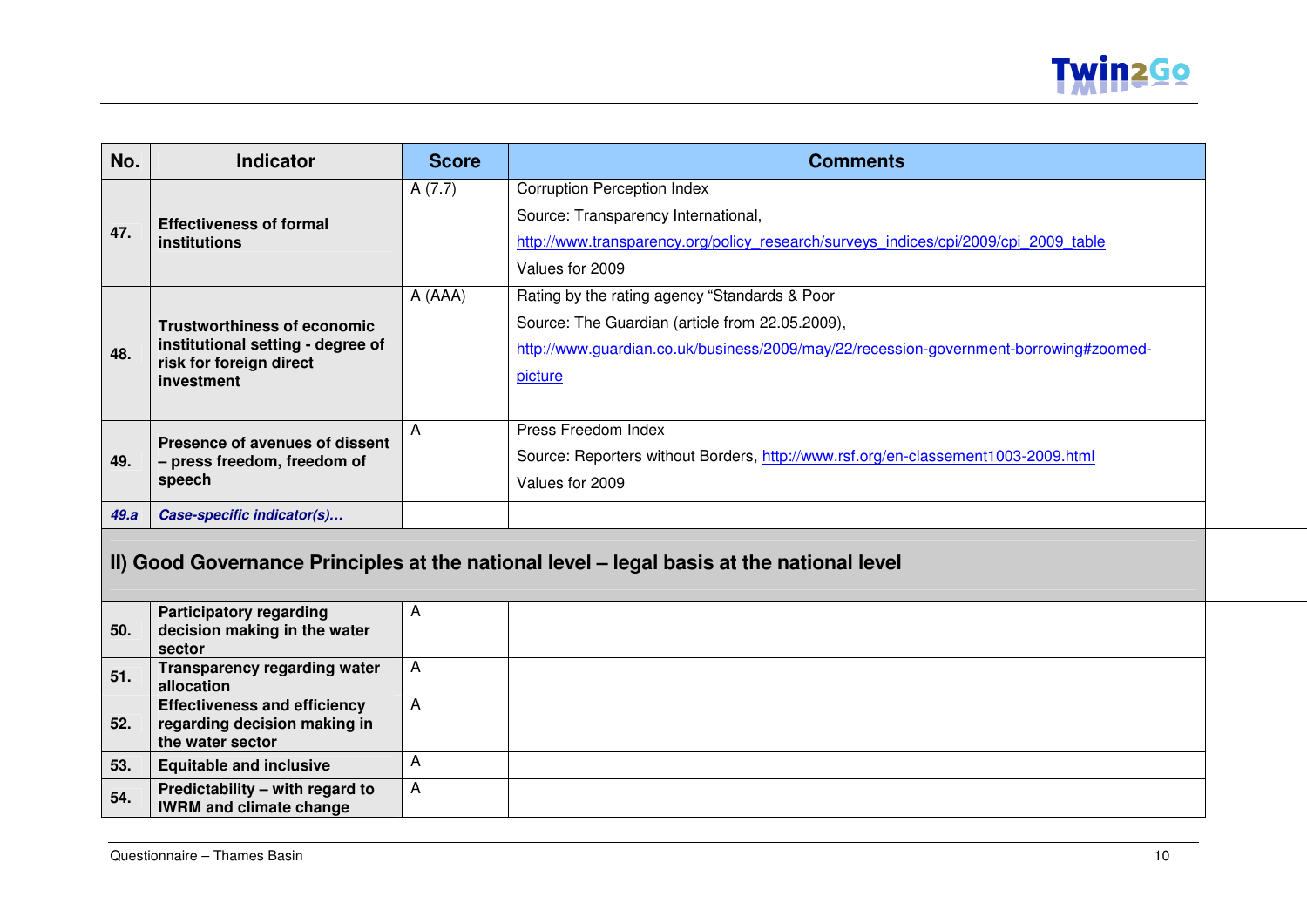| No. | Indicator | Score | Comments |
|---|---|---|---|
| 47. | **Effectiveness of formal institutions** | A (7.7) | Corruption Perception Index<br>Source: Transparency International,<br>http://www.transparency.org/policy_research/surveys_indices/cpi/2009/cpi_2009_table<br>Values for 2009 |
| 48. | **Trustworthiness of economic institutional setting - degree of risk for foreign direct investment** | A (AAA) | Rating by the rating agency "Standards & Poor<br>Source: The Guardian (article from 22.05.2009),<br>http://www.guardian.co.uk/business/2009/may/22/recession-government-borrowing#zoomed-picture |
| 49. | **Presence of avenues of dissent – press freedom, freedom of speech** | A | Press Freedom Index<br>Source: Reporters without Borders, http://www.rsf.org/en-classement1003-2009.html<br>Values for 2009 |
| *49.a* | ***Case-specific indicator(s)…*** | | |

## II) Good Governance Principles at the national level – legal basis at the national level

| No. | Indicator | Score | Comments |
|---|---|---|---|
| 50. | **Participatory regarding decision making in the water sector** | A | |
| 51. | **Transparency regarding water allocation** | A | |
| 52. | **Effectiveness and efficiency regarding decision making in the water sector** | A | |
| 53. | **Equitable and inclusive** | A | |
| 54. | **Predictability – with regard to IWRM and climate change** | A | |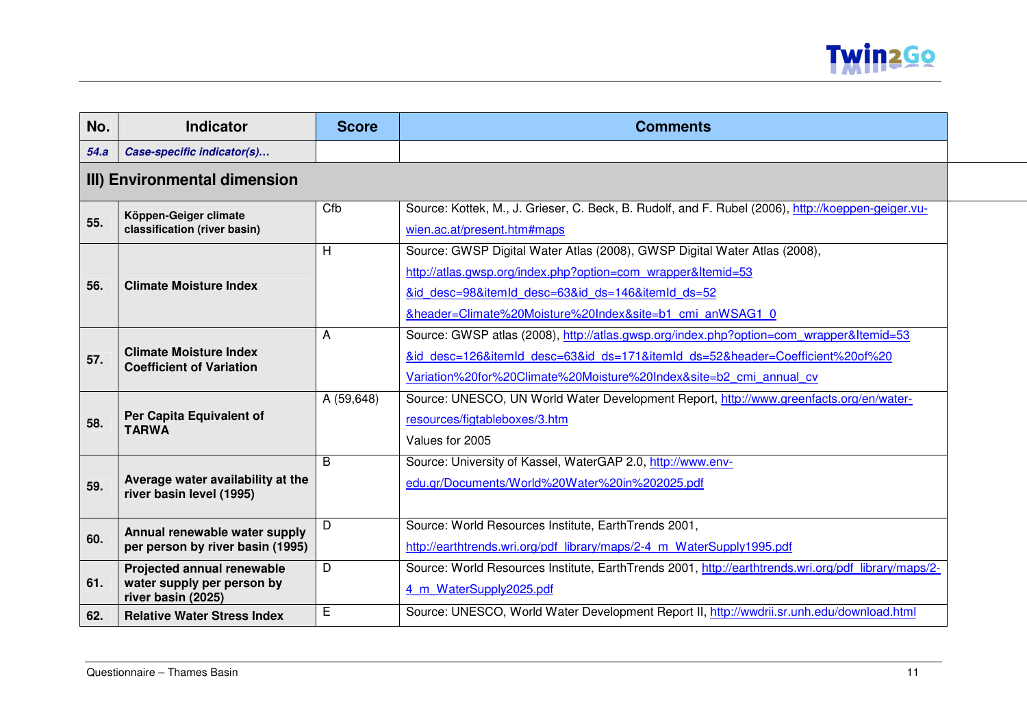| No. | Indicator | Score | Comments |
|---|---|---|---|
| *54.a* | *Case-specific indicator(s)…* | | |
| **III) Environmental dimension** | | | |
| **55.** | **Köppen-Geiger climate classification (river basin)** | Cfb | Source: Kottek, M., J. Grieser, C. Beck, B. Rudolf, and F. Rubel (2006), http://koeppen-geiger.vu-wien.ac.at/present.htm#maps |
| **56.** | **Climate Moisture Index** | H | Source: GWSP Digital Water Atlas (2008), GWSP Digital Water Atlas (2008), http://atlas.gwsp.org/index.php?option=com_wrapper&Itemid=53&id_desc=98&itemId_desc=63&id_ds=146&itemId_ds=52&header=Climate%20Moisture%20Index&site=b1_cmi_anWSAG1_0 |
| **57.** | **Climate Moisture Index Coefficient of Variation** | A | Source: GWSP atlas (2008), http://atlas.gwsp.org/index.php?option=com_wrapper&Itemid=53&id_desc=126&itemId_desc=63&id_ds=171&itemId_ds=52&header=Coefficient%20of%20Variation%20for%20Climate%20Moisture%20Index&site=b2_cmi_annual_cv |
| **58.** | **Per Capita Equivalent of TARWA** | A (59,648) | Source: UNESCO, UN World Water Development Report, http://www.greenfacts.org/en/water-resources/figtableboxes/3.htm<br>Values for 2005 |
| **59.** | **Average water availability at the river basin level (1995)** | B | Source: University of Kassel, WaterGAP 2.0, http://www.env-edu.gr/Documents/World%20Water%20in%202025.pdf |
| **60.** | **Annual renewable water supply per person by river basin (1995)** | D | Source: World Resources Institute, EarthTrends 2001, http://earthtrends.wri.org/pdf_library/maps/2-4_m_WaterSupply1995.pdf |
| **61.** | **Projected annual renewable water supply per person by river basin (2025)** | D | Source: World Resources Institute, EarthTrends 2001, http://earthtrends.wri.org/pdf_library/maps/2-4_m_WaterSupply2025.pdf |
| **62.** | **Relative Water Stress Index** | E | Source: UNESCO, World Water Development Report II, http://wwdrii.sr.unh.edu/download.html |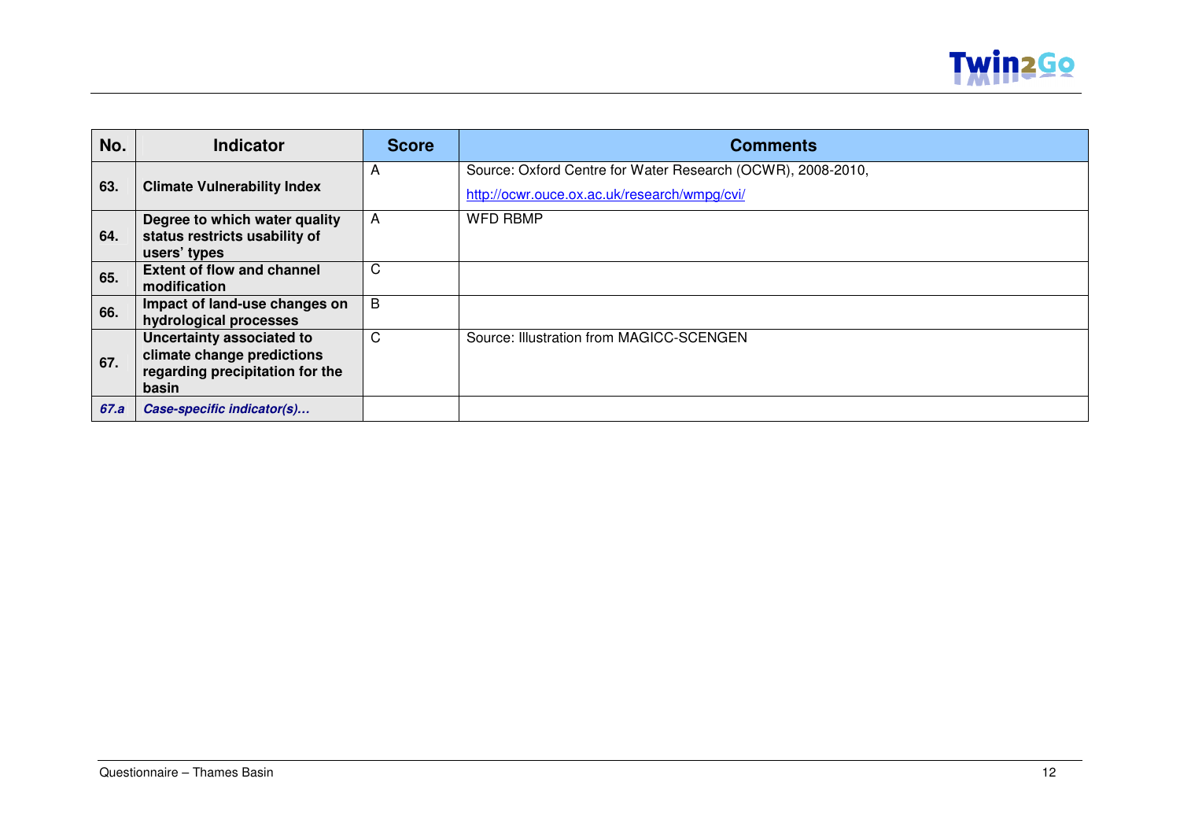| No. | Indicator | Score | Comments |
|---|---|---|---|
| **63.** | **Climate Vulnerability Index** | A | Source: Oxford Centre for Water Research (OCWR), 2008-2010, http://ocwr.ouce.ox.ac.uk/research/wmpg/cvi/ |
| **64.** | **Degree to which water quality status restricts usability of users' types** | A | WFD RBMP |
| **65.** | **Extent of flow and channel modification** | C | |
| **66.** | **Impact of land-use changes on hydrological processes** | B | |
| **67.** | **Uncertainty associated to climate change predictions regarding precipitation for the basin** | C | Source: Illustration from MAGICC-SCENGEN |
| ***67.a*** | ***Case-specific indicator(s)…*** | | |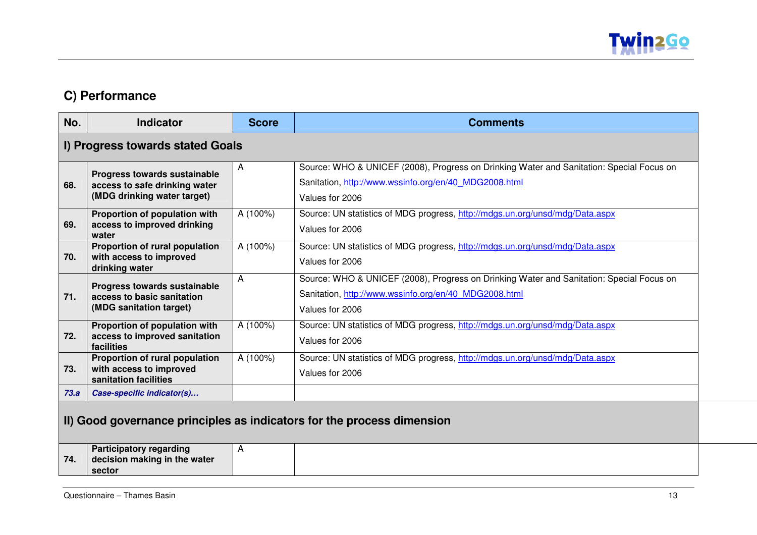## C) Performance

| No. | Indicator | Score | Comments |
|---|---|---|---|
| **I) Progress towards stated Goals** | | | |
| **68.** | **Progress towards sustainable access to safe drinking water (MDG drinking water target)** | A | Source: WHO & UNICEF (2008), Progress on Drinking Water and Sanitation: Special Focus on Sanitation, http://www.wssinfo.org/en/40_MDG2008.html<br>Values for 2006 |
| **69.** | **Proportion of population with access to improved drinking water** | A (100%) | Source: UN statistics of MDG progress, http://mdgs.un.org/unsd/mdg/Data.aspx<br>Values for 2006 |
| **70.** | **Proportion of rural population with access to improved drinking water** | A (100%) | Source: UN statistics of MDG progress, http://mdgs.un.org/unsd/mdg/Data.aspx<br>Values for 2006 |
| **71.** | **Progress towards sustainable access to basic sanitation (MDG sanitation target)** | A | Source: WHO & UNICEF (2008), Progress on Drinking Water and Sanitation: Special Focus on Sanitation, http://www.wssinfo.org/en/40_MDG2008.html<br>Values for 2006 |
| **72.** | **Proportion of population with access to improved sanitation facilities** | A (100%) | Source: UN statistics of MDG progress, http://mdgs.un.org/unsd/mdg/Data.aspx<br>Values for 2006 |
| **73.** | **Proportion of rural population with access to improved sanitation facilities** | A (100%) | Source: UN statistics of MDG progress, http://mdgs.un.org/unsd/mdg/Data.aspx<br>Values for 2006 |
| ***73.a*** | ***Case-specific indicator(s)…*** | | |
| **II) Good governance principles as indicators for the process dimension** | | | |
| **74.** | **Participatory regarding decision making in the water sector** | A | |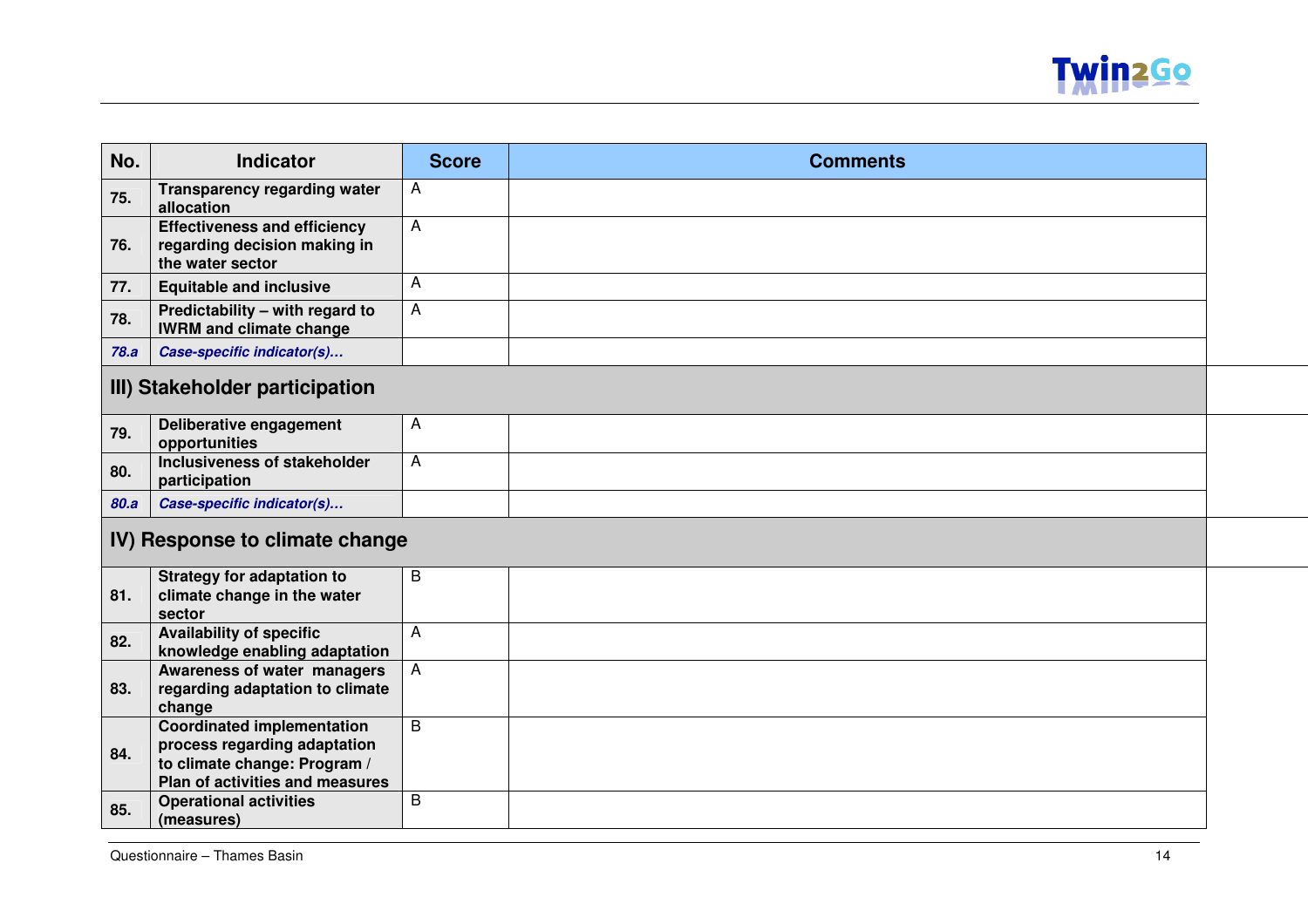| No. | Indicator | Score | Comments |
|---|---|---|---|
| 75. | **Transparency regarding water allocation** | A | |
| 76. | **Effectiveness and efficiency regarding decision making in the water sector** | A | |
| 77. | **Equitable and inclusive** | A | |
| 78. | **Predictability – with regard to IWRM and climate change** | A | |
| *78.a* | ***Case-specific indicator(s)…*** | | |
| **III) Stakeholder participation** | | | |
| 79. | **Deliberative engagement opportunities** | A | |
| 80. | **Inclusiveness of stakeholder participation** | A | |
| *80.a* | ***Case-specific indicator(s)…*** | | |
| **IV) Response to climate change** | | | |
| 81. | **Strategy for adaptation to climate change in the water sector** | B | |
| 82. | **Availability of specific knowledge enabling adaptation** | A | |
| 83. | **Awareness of water managers regarding adaptation to climate change** | A | |
| 84. | **Coordinated implementation process regarding adaptation to climate change: Program / Plan of activities and measures** | B | |
| 85. | **Operational activities (measures)** | B | |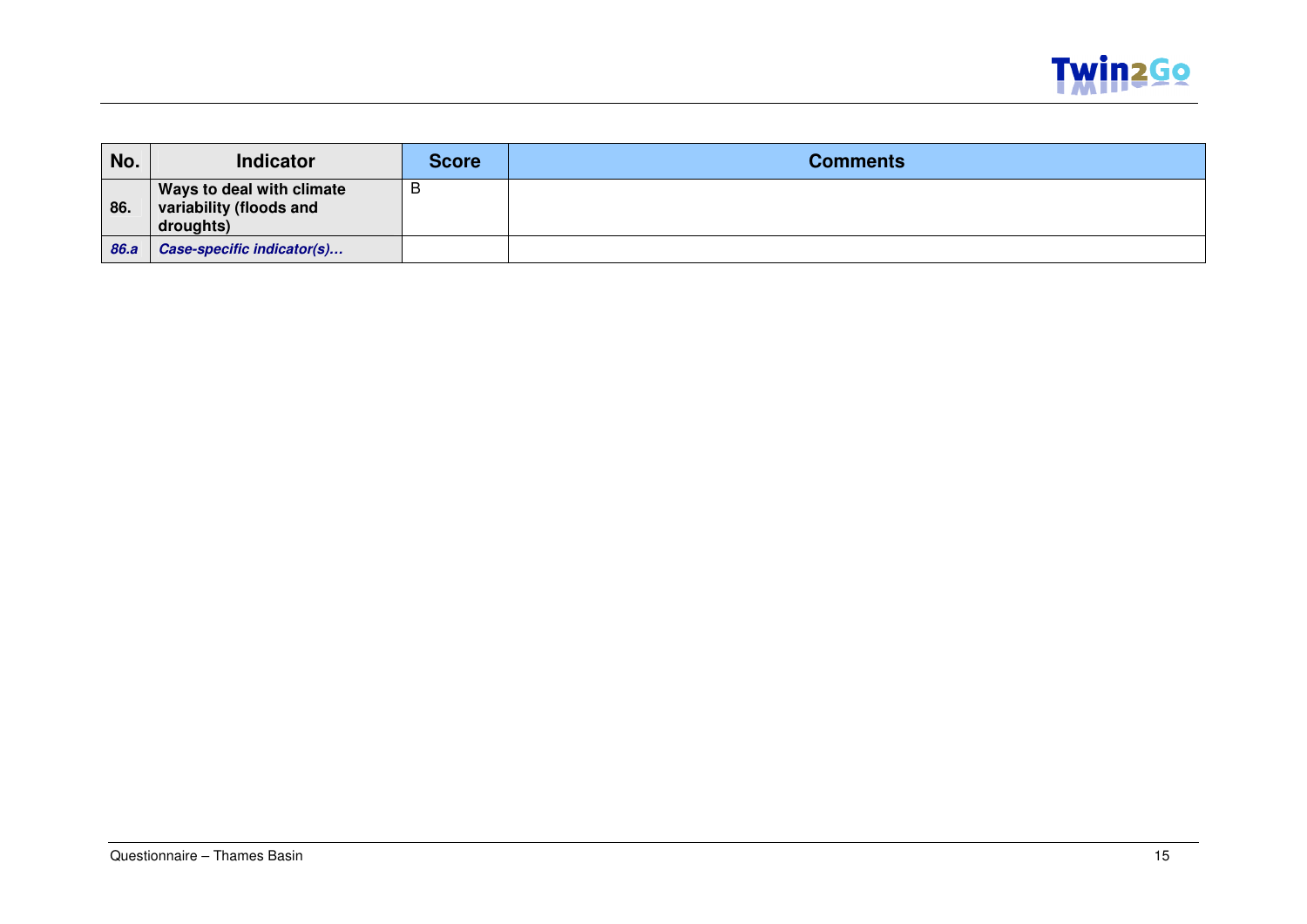| No. | Indicator | Score | Comments |
|---|---|---|---|
| 86. | **Ways to deal with climate variability (floods and droughts)** | B | |
| ***86.a*** | ***Case-specific indicator(s)…*** | | |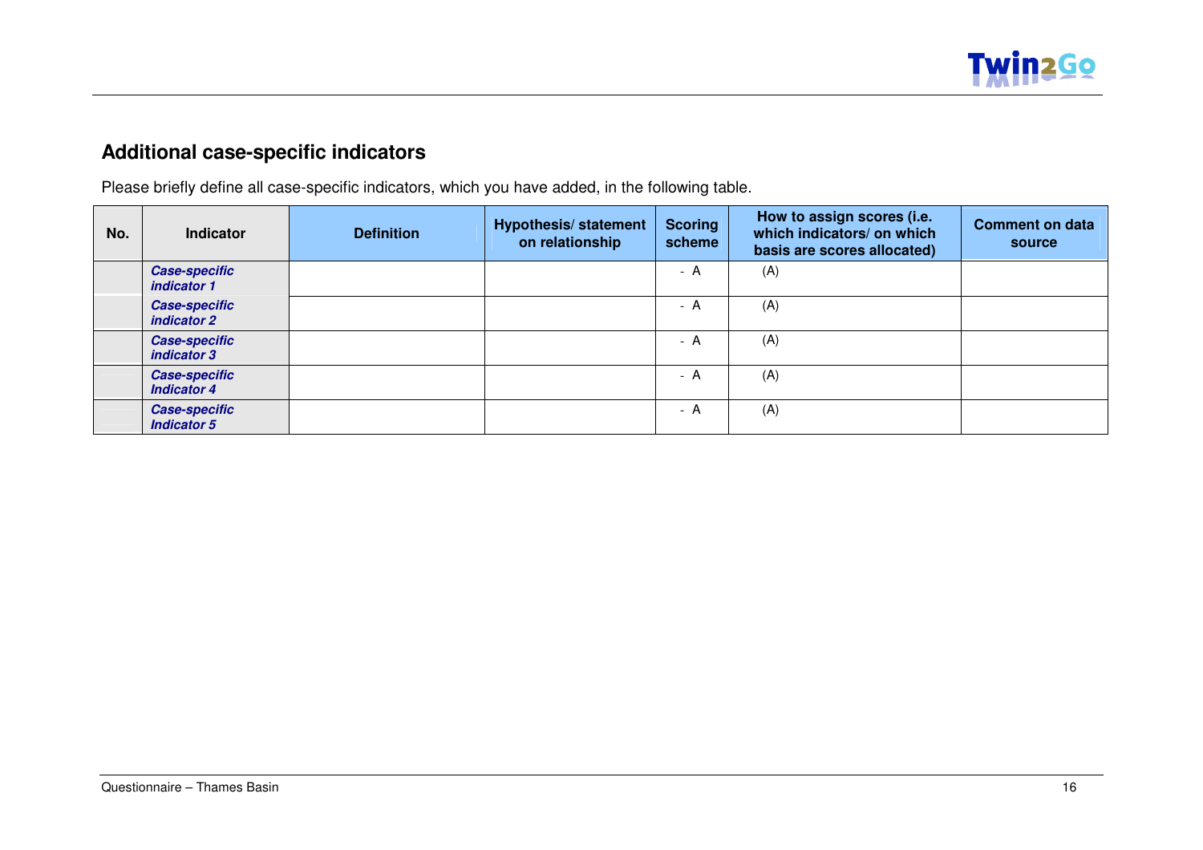## Additional case-specific indicators

Please briefly define all case-specific indicators, which you have added, in the following table.

| No. | Indicator | Definition | Hypothesis/ statement on relationship | Scoring scheme | How to assign scores (i.e. which indicators/ on which basis are scores allocated) | Comment on data source |
|---|---|---|---|---|---|---|
| | ***Case-specific indicator 1*** | | | - A | (A) | |
| | ***Case-specific indicator 2*** | | | - A | (A) | |
| | ***Case-specific indicator 3*** | | | - A | (A) | |
| | ***Case-specific Indicator 4*** | | | - A | (A) | |
| | ***Case-specific Indicator 5*** | | | - A | (A) | |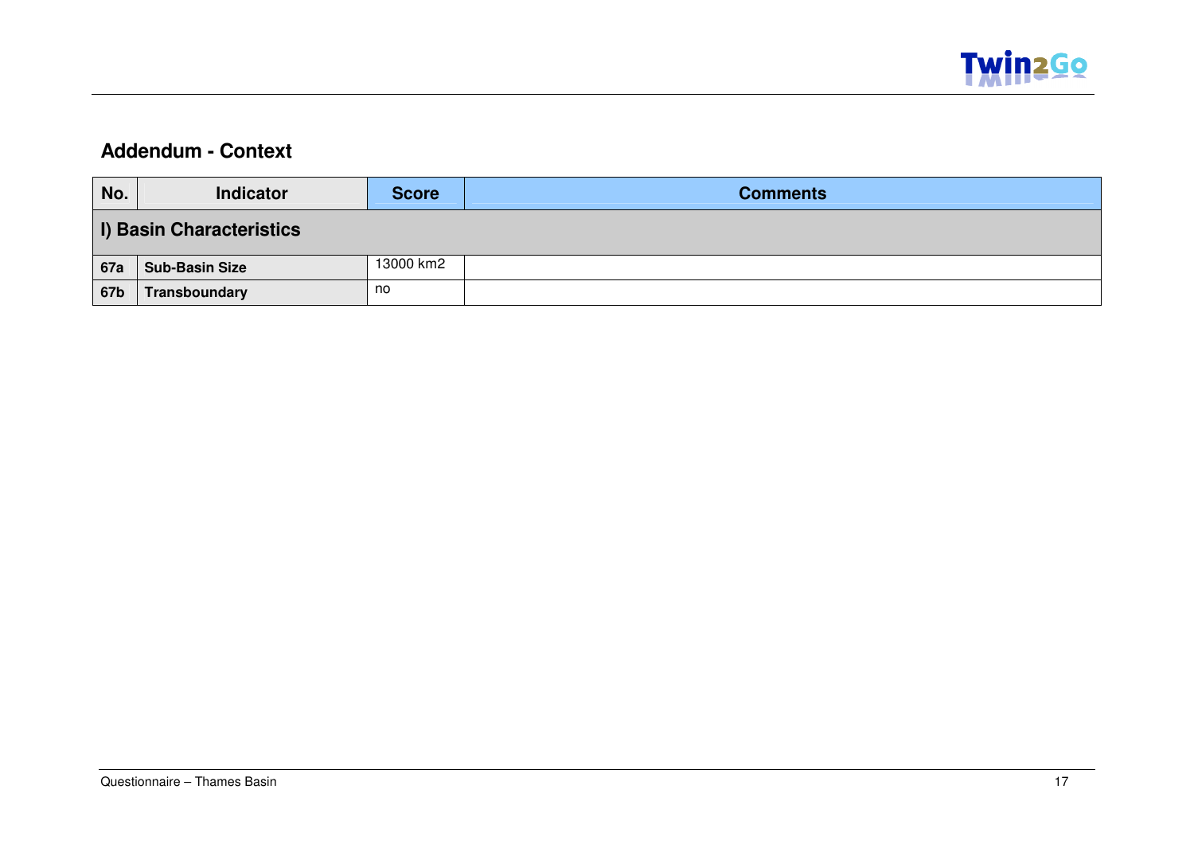## Addendum - Context

| No. | Indicator | Score | Comments |
|---|---|---|---|
| **I) Basin Characteristics** | | | |
| **67a** | **Sub-Basin Size** | 13000 km2 | |
| **67b** | **Transboundary** | no | |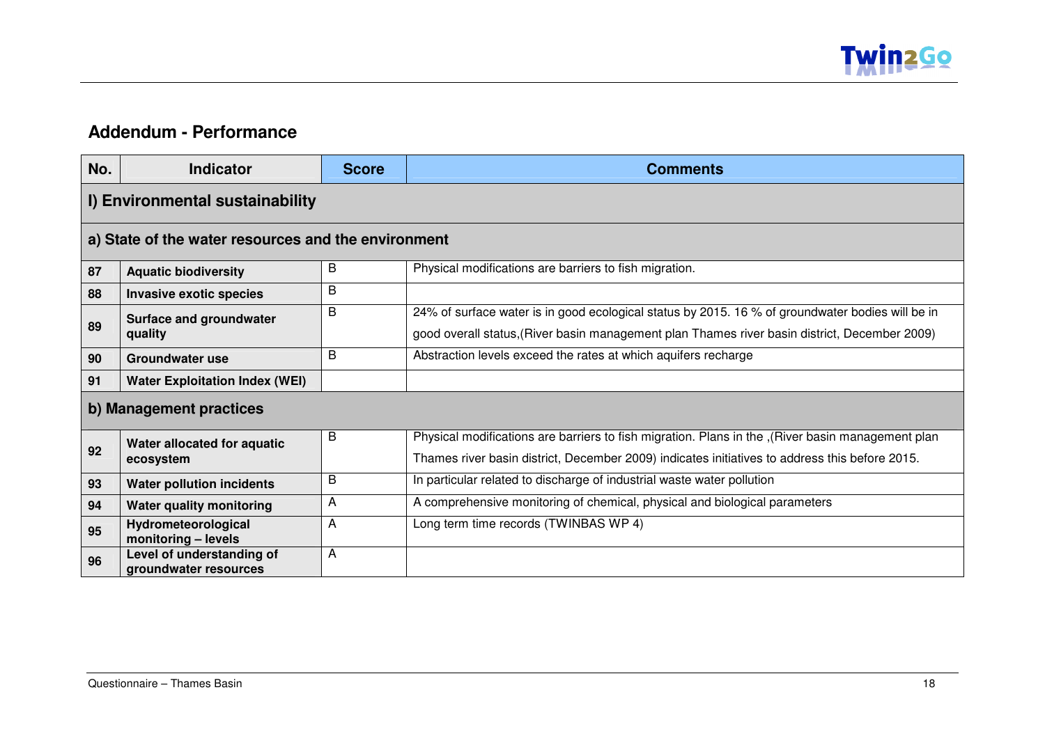## Addendum - Performance

| No. | Indicator | Score | Comments |
|---|---|---|---|
| **I) Environmental sustainability** | | | |
| **a) State of the water resources and the environment** | | | |
| **87** | **Aquatic biodiversity** | B | Physical modifications are barriers to fish migration. |
| **88** | **Invasive exotic species** | B | |
| **89** | **Surface and groundwater quality** | B | 24% of surface water is in good ecological status by 2015. 16 % of groundwater bodies will be in good overall status,(River basin management plan Thames river basin district, December 2009) |
| **90** | **Groundwater use** | B | Abstraction levels exceed the rates at which aquifers recharge |
| **91** | **Water Exploitation Index (WEI)** | | |
| **b) Management practices** | | | |
| **92** | **Water allocated for aquatic ecosystem** | B | Physical modifications are barriers to fish migration. Plans in the ,(River basin management plan Thames river basin district, December 2009) indicates initiatives to address this before 2015. |
| **93** | **Water pollution incidents** | B | In particular related to discharge of industrial waste water pollution |
| **94** | **Water quality monitoring** | A | A comprehensive monitoring of chemical, physical and biological parameters |
| **95** | **Hydrometeorological monitoring – levels** | A | Long term time records (TWINBAS WP 4) |
| **96** | **Level of understanding of groundwater resources** | A | |